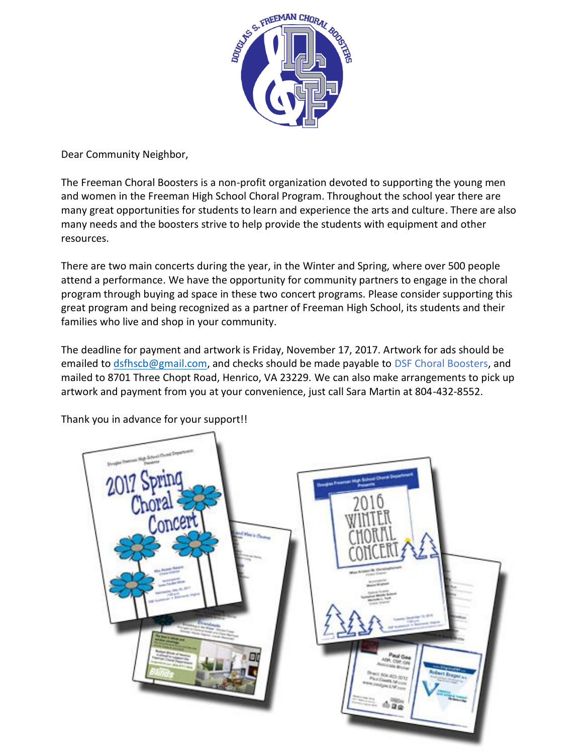Dear Community Neighbor,

The Freeman Choral Boosters is a non-profit organization devoted to supporting the young men and women in the Freeman High School Choral Program. Throughout the school year there are many great opportunities for students to learn and experience the arts and culture. There are also many needs and the boosters strive to help provide the students with equipment and other resources.

There are two main concerts during the year, in the Winter and Spring, where over 500 people attend a performance. We have the opportunity for community partners to engage in the choral program through buying ad space in these two concert programs. Please consider supporting this great program and being recognized as a partner of Freeman High School, its students and their families who live and shop in your community.

The deadline for payment and artwork is Friday, November 17, 2017. Artwork for ads should be emailed to dsfhscb@gmail.com, and checks should be made payable to DSF Choral Boosters, and mailed to 8701 Three Chopt Road, Henrico, VA 23229. We can also make arrangements to pick up artwork and payment from you at your convenience, just call Sara Martin at 804-432-8552.

Thank you in advance for your support!!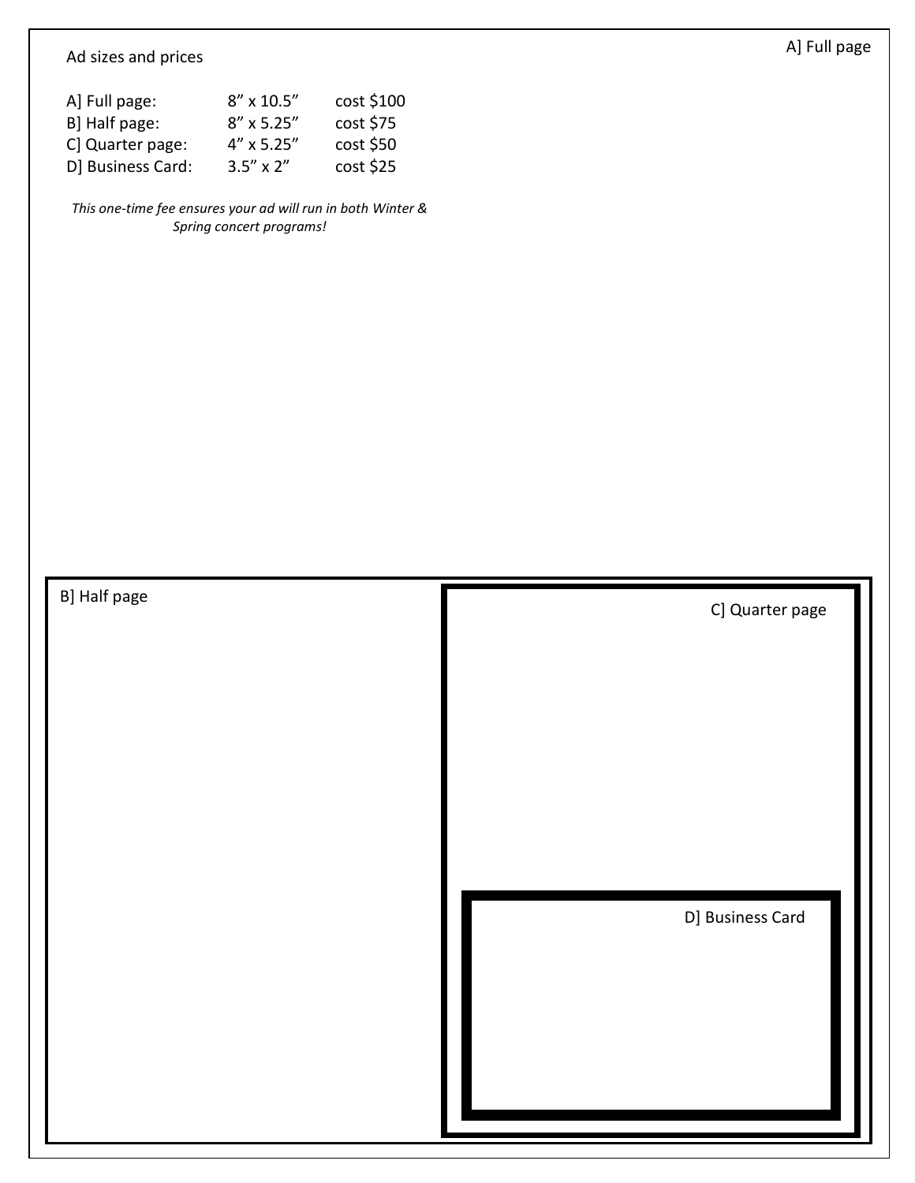A] Full page

Ad sizes and prices

| | | |
|---|---|---|
| A] Full page: | 8" x 10.5" | cost $100 |
| B] Half page: | 8" x 5.25" | cost $75 |
| C] Quarter page: | 4" x 5.25" | cost $50 |
| D] Business Card: | 3.5" x 2" | cost $25 |

*This one-time fee ensures your ad will run in both Winter & Spring concert programs!*

B] Half page

C] Quarter page

D] Business Card